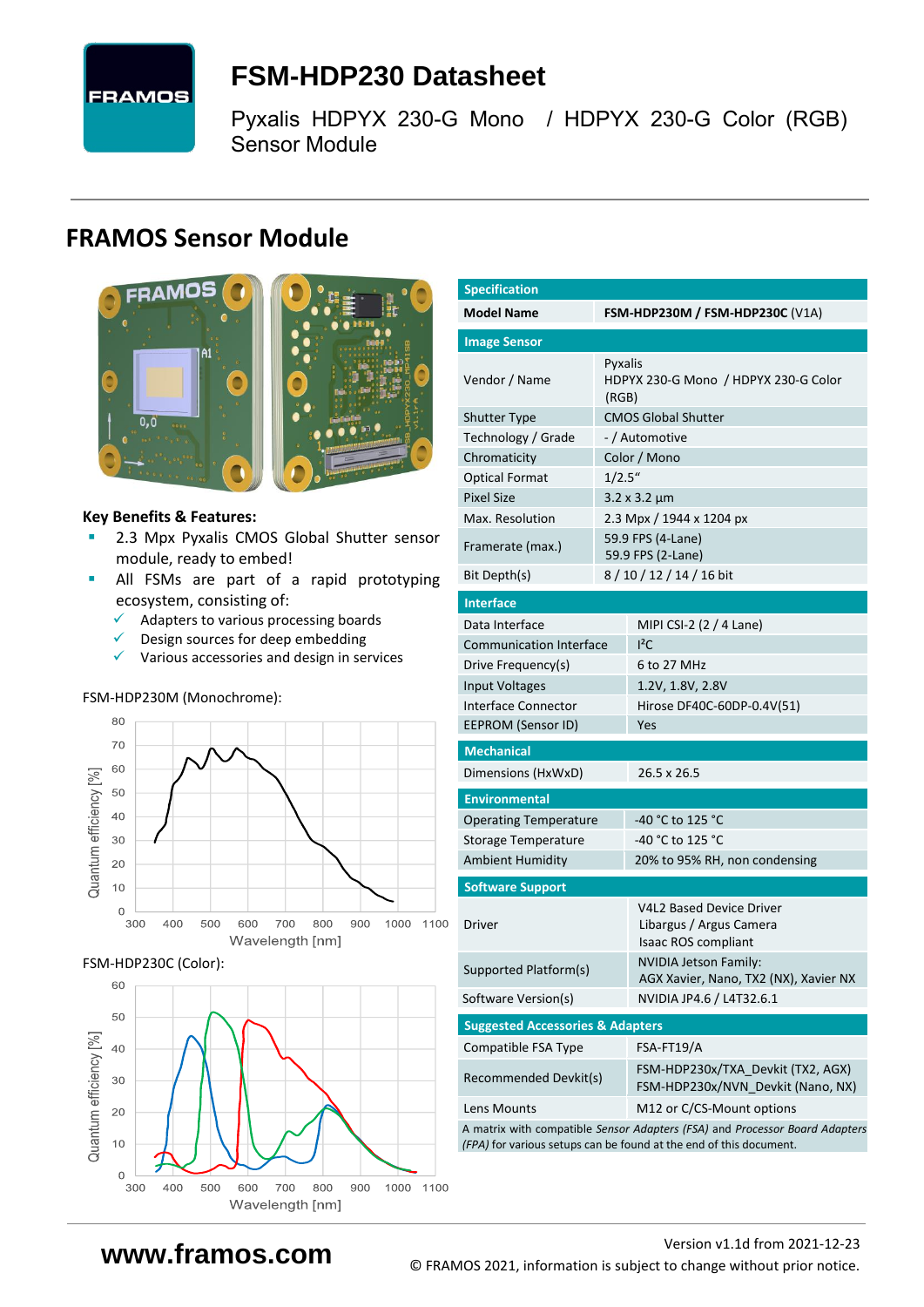# FSM-HDP230 Datasheet

Pyxalis HDPYX 230-G Mono / HDPYX 230-G Color (RGB) Sensor Module

## FRAMOS Sensor Module

**Key Benefits & Features:**

- 2.3 Mpx Pyxalis CMOS Global Shutter sensor module, ready to embed!
- All FSMs are part of a rapid prototyping ecosystem, consisting of:
  - ✓ Adapters to various processing boards
  - ✓ Design sources for deep embedding
  - ✓ Various accessories and design in services

FSM-HDP230M (Monochrome):

FSM-HDP230C (Color):

| Specification | |
|---|---|
| **Model Name** | **FSM-HDP230M / FSM-HDP230C** (V1A) |
| **Image Sensor** | |
| Vendor / Name | Pyxalis<br>HDPYX 230-G Mono / HDPYX 230-G Color (RGB) |
| Shutter Type | CMOS Global Shutter |
| Technology / Grade | - / Automotive |
| Chromaticity | Color / Mono |
| Optical Format | 1/2.5" |
| Pixel Size | 3.2 x 3.2 µm |
| Max. Resolution | 2.3 Mpx / 1944 x 1204 px |
| Framerate (max.) | 59.9 FPS (4-Lane)<br>59.9 FPS (2-Lane) |
| Bit Depth(s) | 8 / 10 / 12 / 14 / 16 bit |
| **Interface** | |
| Data Interface | MIPI CSI-2 (2 / 4 Lane) |
| Communication Interface | I²C |
| Drive Frequency(s) | 6 to 27 MHz |
| Input Voltages | 1.2V, 1.8V, 2.8V |
| Interface Connector | Hirose DF40C-60DP-0.4V(51) |
| EEPROM (Sensor ID) | Yes |
| **Mechanical** | |
| Dimensions (HxWxD) | 26.5 x 26.5 |
| **Environmental** | |
| Operating Temperature | -40 °C to 125 °C |
| Storage Temperature | -40 °C to 125 °C |
| Ambient Humidity | 20% to 95% RH, non condensing |
| **Software Support** | |
| Driver | V4L2 Based Device Driver<br>Libargus / Argus Camera<br>Isaac ROS compliant |
| Supported Platform(s) | NVIDIA Jetson Family:<br>AGX Xavier, Nano, TX2 (NX), Xavier NX |
| Software Version(s) | NVIDIA JP4.6 / L4T32.6.1 |
| **Suggested Accessories & Adapters** | |
| Compatible FSA Type | FSA-FT19/A |
| Recommended Devkit(s) | FSM-HDP230x/TXA_Devkit (TX2, AGX)<br>FSM-HDP230x/NVN_Devkit (Nano, NX) |
| Lens Mounts | M12 or C/CS-Mount options |

A matrix with compatible *Sensor Adapters (FSA)* and *Processor Board Adapters (FPA)* for various setups can be found at the end of this document.

www.framos.com

Version v1.1d from 2021-12-23

© FRAMOS 2021, information is subject to change without prior notice.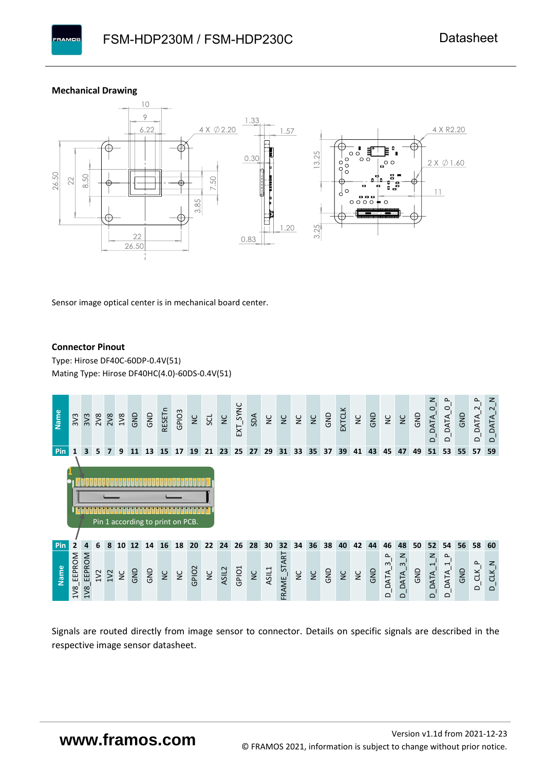### Mechanical Drawing

Sensor image optical center is in mechanical board center.

### Connector Pinout

Type: Hirose DF40C-60DP-0.4V(51)
Mating Type: Hirose DF40HC(4.0)-60DS-0.4V(51)

| Pin | Name |
|---|---|
| 1 | 3V3 |
| 3 | 3V3 |
| 5 | 2V8 |
| 7 | 2V8 |
| 9 | 1V8 |
| 11 | GND |
| 13 | GND |
| 15 | RESETn |
| 17 | GPIO3 |
| 19 | NC |
| 21 | SCL |
| 23 | NC |
| 25 | EXT_SYNC |
| 27 | SDA |
| 29 | NC |
| 31 | NC |
| 33 | NC |
| 35 | NC |
| 37 | GND |
| 39 | EXTCLK |
| 41 | NC |
| 43 | GND |
| 45 | NC |
| 47 | NC |
| 49 | GND |
| 51 | D_DATA_0_N |
| 53 | D_DATA_0_P |
| 55 | GND |
| 57 | D_DATA_2_P |
| 59 | D_DATA_2_N |

Pin 1 according to print on PCB.

| Pin | Name |
|---|---|
| 2 | 1V8_EEPROM |
| 4 | 1V8_EEPROM |
| 6 | 1V2 |
| 8 | 1V2 |
| 10 | NC |
| 12 | GND |
| 14 | GND |
| 16 | NC |
| 18 | NC |
| 20 | GPIO2 |
| 22 | NC |
| 24 | ASIL2 |
| 26 | GPIO1 |
| 28 | NC |
| 30 | ASIL1 |
| 32 | FRAME_START |
| 34 | NC |
| 36 | NC |
| 38 | GND |
| 40 | NC |
| 42 | NC |
| 44 | GND |
| 46 | D_DATA_3_P |
| 48 | D_DATA_3_N |
| 50 | GND |
| 52 | D_DATA_1_N |
| 54 | D_DATA_1_P |
| 56 | GND |
| 58 | D_CLK_P |
| 60 | D_CLK_N |

Signals are routed directly from image sensor to connector. Details on specific signals are described in the respective image sensor datasheet.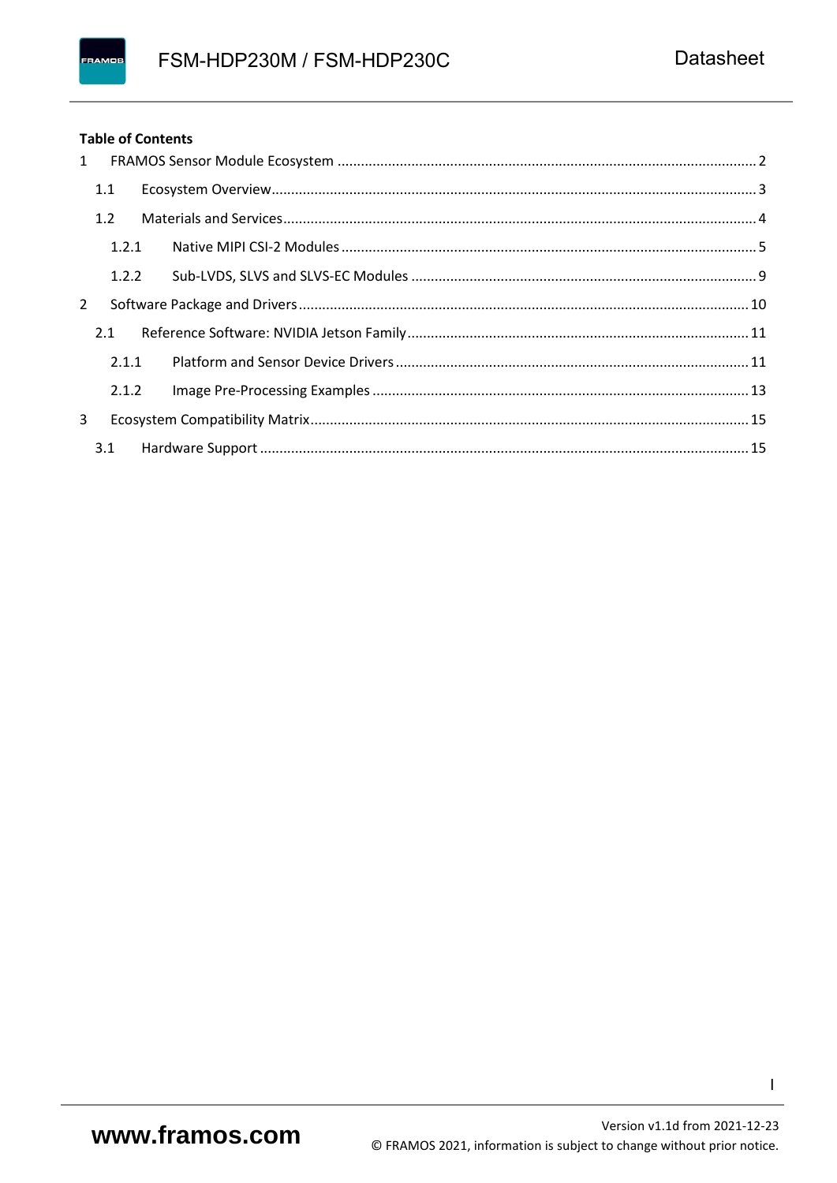**Table of Contents**

1 FRAMOS Sensor Module Ecosystem ........ 2
  1.1 Ecosystem Overview ........ 3
  1.2 Materials and Services ........ 4
    1.2.1 Native MIPI CSI-2 Modules ........ 5
    1.2.2 Sub-LVDS, SLVS and SLVS-EC Modules ........ 9
2 Software Package and Drivers ........ 10
  2.1 Reference Software: NVIDIA Jetson Family ........ 11
    2.1.1 Platform and Sensor Device Drivers ........ 11
    2.1.2 Image Pre-Processing Examples ........ 13
3 Ecosystem Compatibility Matrix ........ 15
  3.1 Hardware Support ........ 15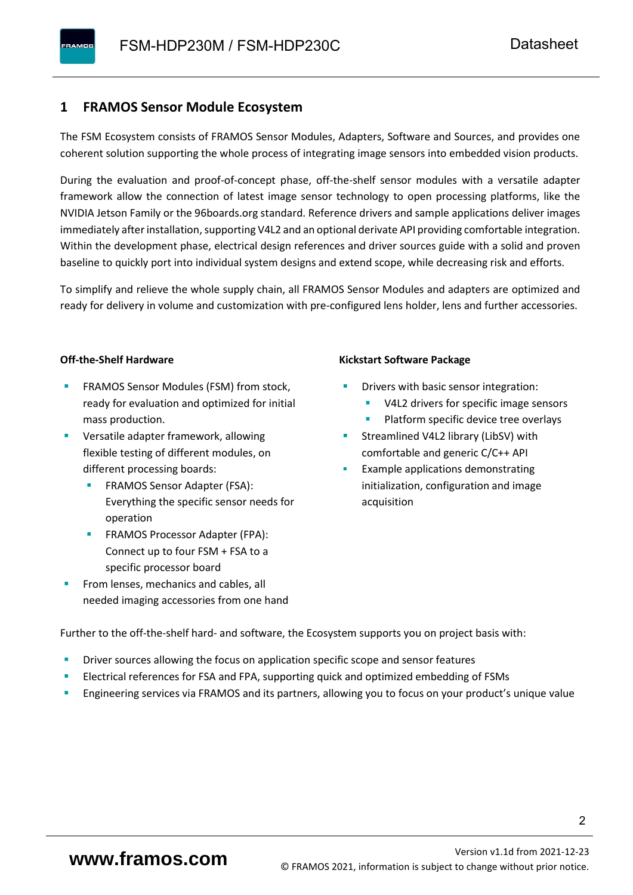# 1 FRAMOS Sensor Module Ecosystem

The FSM Ecosystem consists of FRAMOS Sensor Modules, Adapters, Software and Sources, and provides one coherent solution supporting the whole process of integrating image sensors into embedded vision products.

During the evaluation and proof-of-concept phase, off-the-shelf sensor modules with a versatile adapter framework allow the connection of latest image sensor technology to open processing platforms, like the NVIDIA Jetson Family or the 96boards.org standard. Reference drivers and sample applications deliver images immediately after installation, supporting V4L2 and an optional derivate API providing comfortable integration. Within the development phase, electrical design references and driver sources guide with a solid and proven baseline to quickly port into individual system designs and extend scope, while decreasing risk and efforts.

To simplify and relieve the whole supply chain, all FRAMOS Sensor Modules and adapters are optimized and ready for delivery in volume and customization with pre-configured lens holder, lens and further accessories.

**Off-the-Shelf Hardware**

- FRAMOS Sensor Modules (FSM) from stock, ready for evaluation and optimized for initial mass production.
- Versatile adapter framework, allowing flexible testing of different modules, on different processing boards:
  - FRAMOS Sensor Adapter (FSA): Everything the specific sensor needs for operation
  - FRAMOS Processor Adapter (FPA): Connect up to four FSM + FSA to a specific processor board
- From lenses, mechanics and cables, all needed imaging accessories from one hand

**Kickstart Software Package**

- Drivers with basic sensor integration:
  - V4L2 drivers for specific image sensors
  - Platform specific device tree overlays
- Streamlined V4L2 library (LibSV) with comfortable and generic C/C++ API
- Example applications demonstrating initialization, configuration and image acquisition

Further to the off-the-shelf hard- and software, the Ecosystem supports you on project basis with:

- Driver sources allowing the focus on application specific scope and sensor features
- Electrical references for FSA and FPA, supporting quick and optimized embedding of FSMs
- Engineering services via FRAMOS and its partners, allowing you to focus on your product's unique value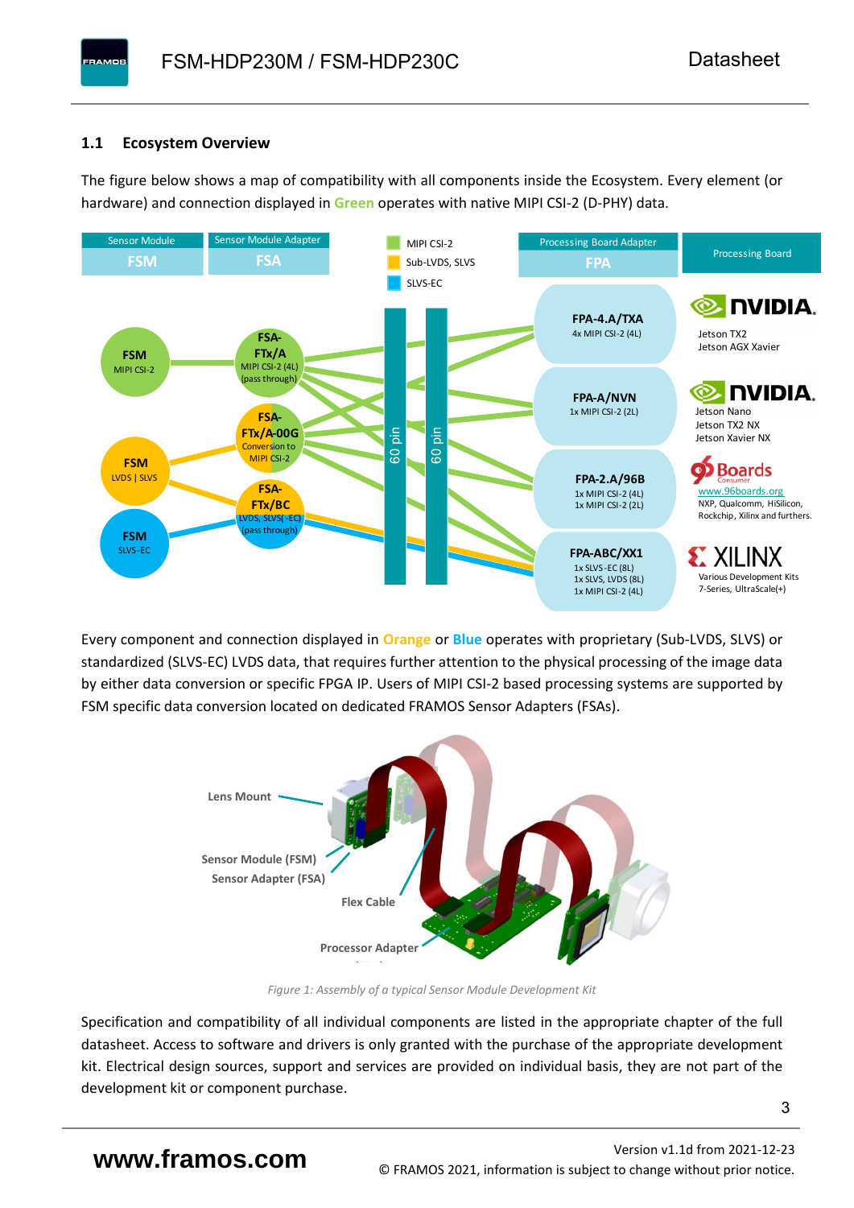## 1.1 Ecosystem Overview

The figure below shows a map of compatibility with all components inside the Ecosystem. Every element (or hardware) and connection displayed in **Green** operates with native MIPI CSI-2 (D-PHY) data.

Every component and connection displayed in **Orange** or **Blue** operates with proprietary (Sub-LVDS, SLVS) or standardized (SLVS-EC) LVDS data, that requires further attention to the physical processing of the image data by either data conversion or specific FPGA IP. Users of MIPI CSI-2 based processing systems are supported by FSM specific data conversion located on dedicated FRAMOS Sensor Adapters (FSAs).

*Figure 1: Assembly of a typical Sensor Module Development Kit*

Specification and compatibility of all individual components are listed in the appropriate chapter of the full datasheet. Access to software and drivers is only granted with the purchase of the appropriate development kit. Electrical design sources, support and services are provided on individual basis, they are not part of the development kit or component purchase.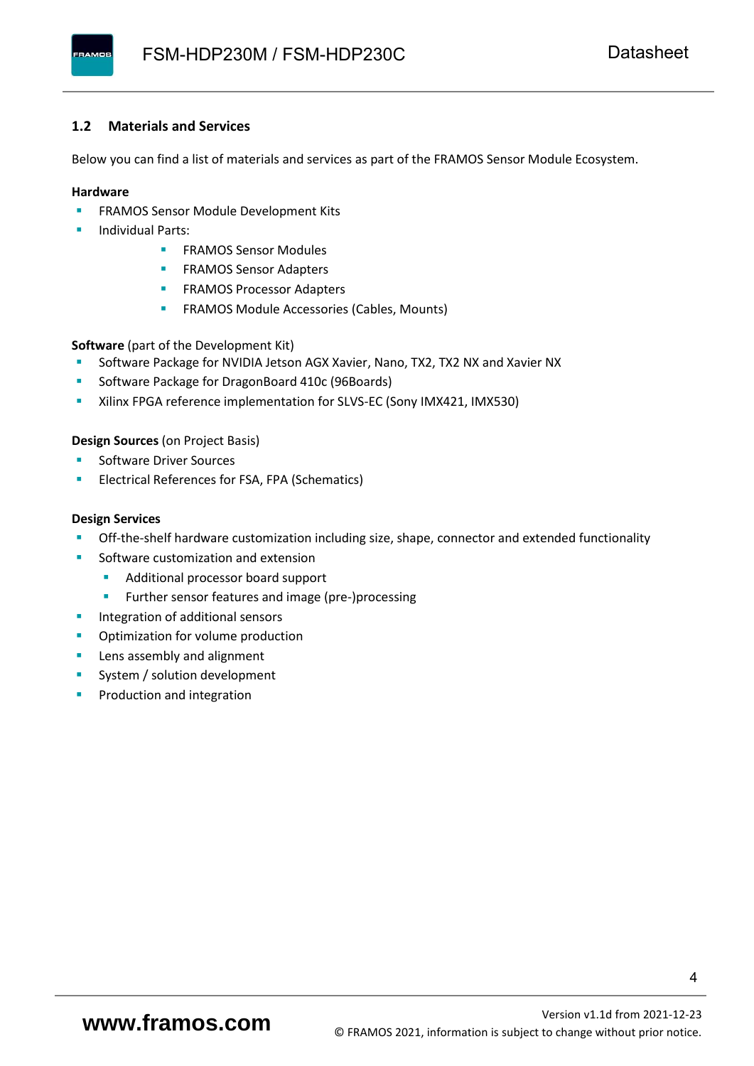## 1.2 Materials and Services

Below you can find a list of materials and services as part of the FRAMOS Sensor Module Ecosystem.

**Hardware**

- FRAMOS Sensor Module Development Kits
- Individual Parts:
  - FRAMOS Sensor Modules
  - FRAMOS Sensor Adapters
  - FRAMOS Processor Adapters
  - FRAMOS Module Accessories (Cables, Mounts)

**Software** (part of the Development Kit)

- Software Package for NVIDIA Jetson AGX Xavier, Nano, TX2, TX2 NX and Xavier NX
- Software Package for DragonBoard 410c (96Boards)
- Xilinx FPGA reference implementation for SLVS-EC (Sony IMX421, IMX530)

**Design Sources** (on Project Basis)

- Software Driver Sources
- Electrical References for FSA, FPA (Schematics)

**Design Services**

- Off-the-shelf hardware customization including size, shape, connector and extended functionality
- Software customization and extension
  - Additional processor board support
  - Further sensor features and image (pre-)processing
- Integration of additional sensors
- Optimization for volume production
- Lens assembly and alignment
- System / solution development
- Production and integration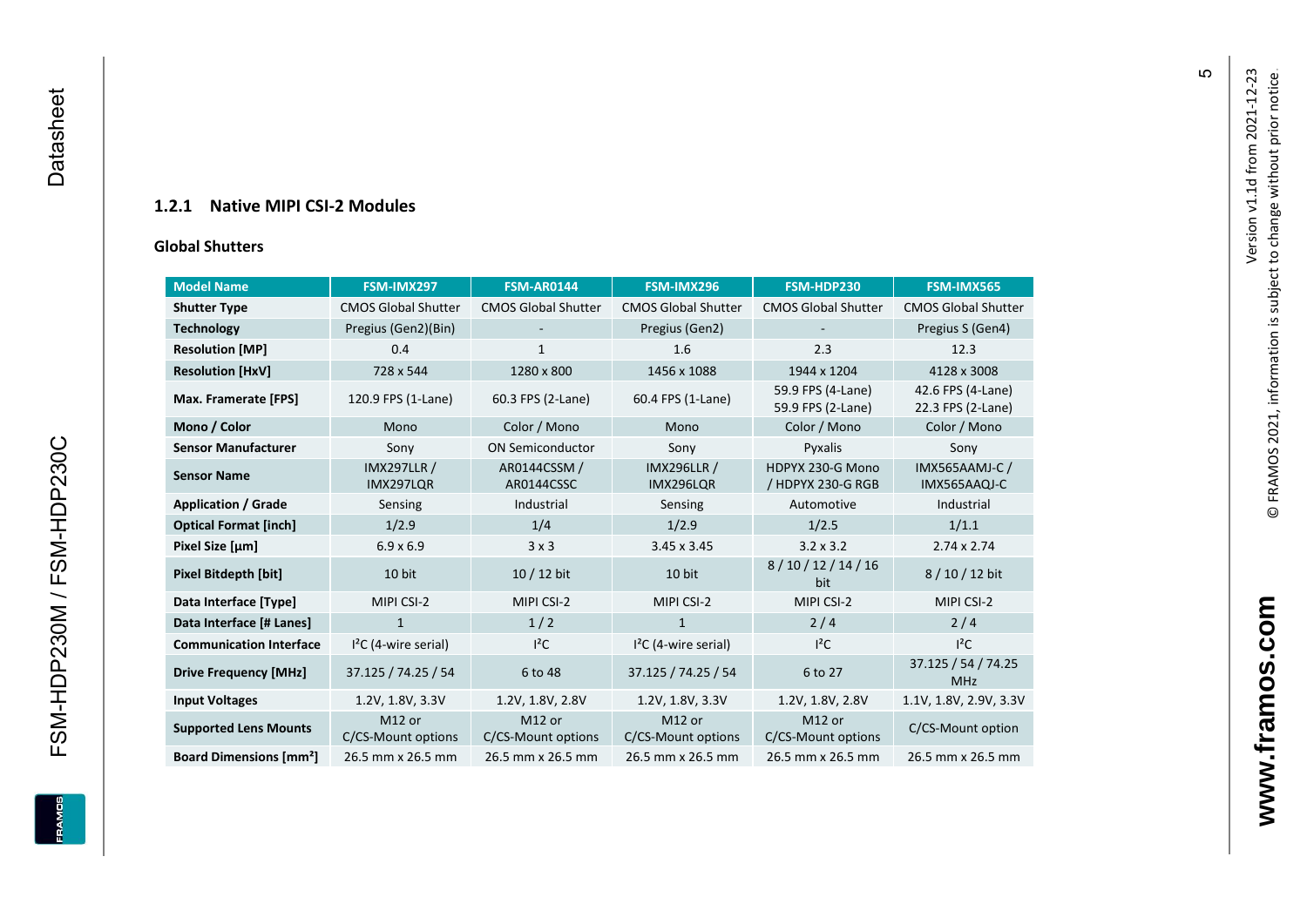### 1.2.1 Native MIPI CSI-2 Modules

**Global Shutters**

| Model Name | FSM-IMX297 | FSM-AR0144 | FSM-IMX296 | FSM-HDP230 | FSM-IMX565 |
|---|---|---|---|---|---|
| **Shutter Type** | CMOS Global Shutter | CMOS Global Shutter | CMOS Global Shutter | CMOS Global Shutter | CMOS Global Shutter |
| **Technology** | Pregius (Gen2)(Bin) | - | Pregius (Gen2) | - | Pregius S (Gen4) |
| **Resolution [MP]** | 0.4 | 1 | 1.6 | 2.3 | 12.3 |
| **Resolution [HxV]** | 728 x 544 | 1280 x 800 | 1456 x 1088 | 1944 x 1204 | 4128 x 3008 |
| **Max. Framerate [FPS]** | 120.9 FPS (1-Lane) | 60.3 FPS (2-Lane) | 60.4 FPS (1-Lane) | 59.9 FPS (4-Lane) 59.9 FPS (2-Lane) | 42.6 FPS (4-Lane) 22.3 FPS (2-Lane) |
| **Mono / Color** | Mono | Color / Mono | Mono | Color / Mono | Color / Mono |
| **Sensor Manufacturer** | Sony | ON Semiconductor | Sony | Pyxalis | Sony |
| **Sensor Name** | IMX297LLR / IMX297LQR | AR0144CSSM / AR0144CSSC | IMX296LLR / IMX296LQR | HDPYX 230-G Mono / HDPYX 230-G RGB | IMX565AAMJ-C / IMX565AAQJ-C |
| **Application / Grade** | Sensing | Industrial | Sensing | Automotive | Industrial |
| **Optical Format [inch]** | 1/2.9 | 1/4 | 1/2.9 | 1/2.5 | 1/1.1 |
| **Pixel Size [µm]** | 6.9 x 6.9 | 3 x 3 | 3.45 x 3.45 | 3.2 x 3.2 | 2.74 x 2.74 |
| **Pixel Bitdepth [bit]** | 10 bit | 10 / 12 bit | 10 bit | 8 / 10 / 12 / 14 / 16 bit | 8 / 10 / 12 bit |
| **Data Interface [Type]** | MIPI CSI-2 | MIPI CSI-2 | MIPI CSI-2 | MIPI CSI-2 | MIPI CSI-2 |
| **Data Interface [# Lanes]** | 1 | 1 / 2 | 1 | 2 / 4 | 2 / 4 |
| **Communication Interface** | I²C (4-wire serial) | I²C | I²C (4-wire serial) | I²C | I²C |
| **Drive Frequency [MHz]** | 37.125 / 74.25 / 54 | 6 to 48 | 37.125 / 74.25 / 54 | 6 to 27 | 37.125 / 54 / 74.25 MHz |
| **Input Voltages** | 1.2V, 1.8V, 3.3V | 1.2V, 1.8V, 2.8V | 1.2V, 1.8V, 3.3V | 1.2V, 1.8V, 2.8V | 1.1V, 1.8V, 2.9V, 3.3V |
| **Supported Lens Mounts** | M12 or C/CS-Mount options | M12 or C/CS-Mount options | M12 or C/CS-Mount options | M12 or C/CS-Mount options | C/CS-Mount option |
| **Board Dimensions [mm²]** | 26.5 mm x 26.5 mm | 26.5 mm x 26.5 mm | 26.5 mm x 26.5 mm | 26.5 mm x 26.5 mm | 26.5 mm x 26.5 mm |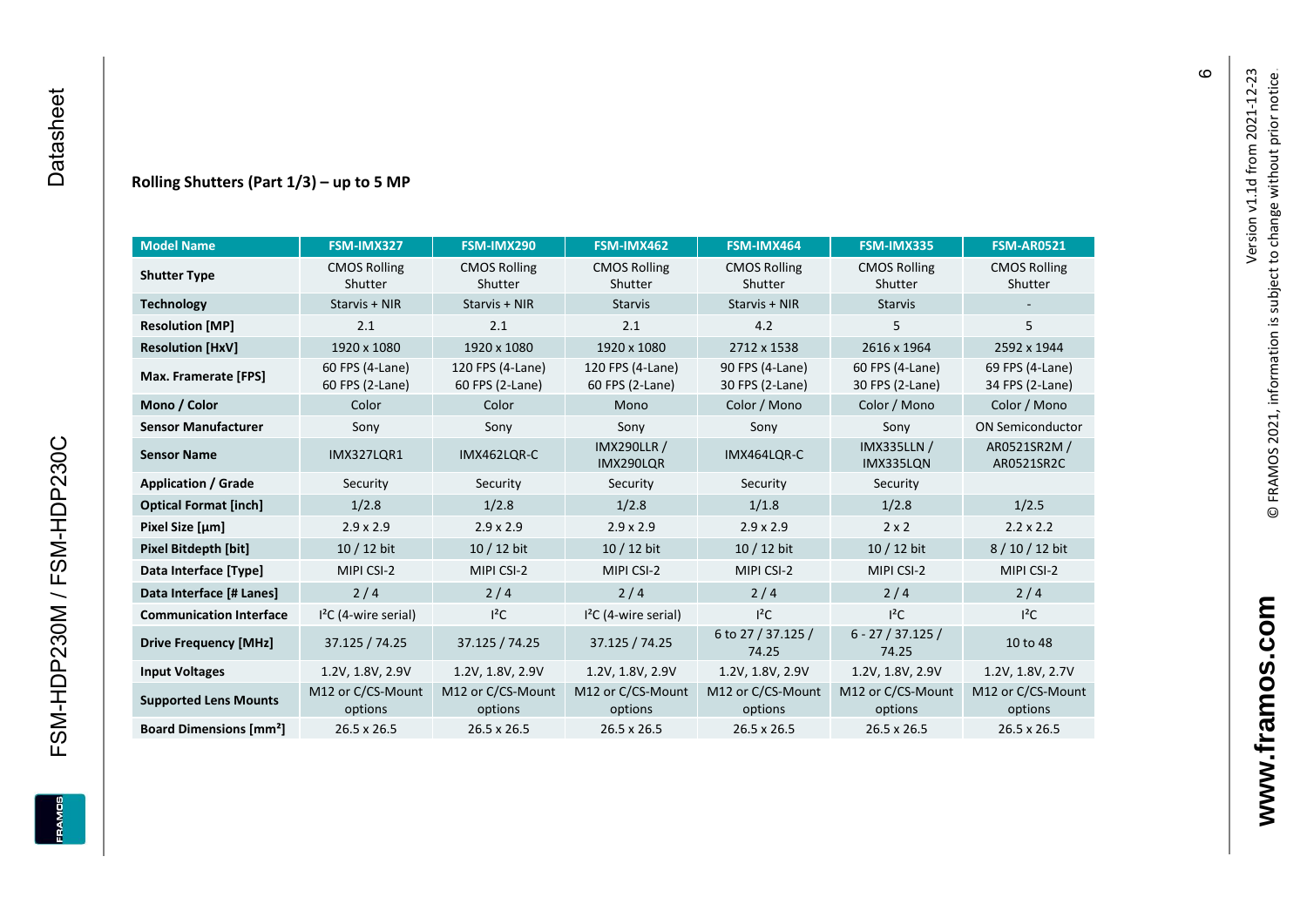### Rolling Shutters (Part 1/3) – up to 5 MP

| Model Name | FSM-IMX327 | FSM-IMX290 | FSM-IMX462 | FSM-IMX464 | FSM-IMX335 | FSM-AR0521 |
|---|---|---|---|---|---|---|
| **Shutter Type** | CMOS Rolling Shutter | CMOS Rolling Shutter | CMOS Rolling Shutter | CMOS Rolling Shutter | CMOS Rolling Shutter | CMOS Rolling Shutter |
| **Technology** | Starvis + NIR | Starvis + NIR | Starvis | Starvis + NIR | Starvis | - |
| **Resolution [MP]** | 2.1 | 2.1 | 2.1 | 4.2 | 5 | 5 |
| **Resolution [HxV]** | 1920 x 1080 | 1920 x 1080 | 1920 x 1080 | 2712 x 1538 | 2616 x 1964 | 2592 x 1944 |
| **Max. Framerate [FPS]** | 60 FPS (4-Lane) 60 FPS (2-Lane) | 120 FPS (4-Lane) 60 FPS (2-Lane) | 120 FPS (4-Lane) 60 FPS (2-Lane) | 90 FPS (4-Lane) 30 FPS (2-Lane) | 60 FPS (4-Lane) 30 FPS (2-Lane) | 69 FPS (4-Lane) 34 FPS (2-Lane) |
| **Mono / Color** | Color | Color | Mono | Color / Mono | Color / Mono | Color / Mono |
| **Sensor Manufacturer** | Sony | Sony | Sony | Sony | Sony | ON Semiconductor |
| **Sensor Name** | IMX327LQR1 | IMX462LQR-C | IMX290LLR / IMX290LQR | IMX464LQR-C | IMX335LLN / IMX335LQN | AR0521SR2M / AR0521SR2C |
| **Application / Grade** | Security | Security | Security | Security | Security | |
| **Optical Format [inch]** | 1/2.8 | 1/2.8 | 1/2.8 | 1/1.8 | 1/2.8 | 1/2.5 |
| **Pixel Size [µm]** | 2.9 x 2.9 | 2.9 x 2.9 | 2.9 x 2.9 | 2.9 x 2.9 | 2 x 2 | 2.2 x 2.2 |
| **Pixel Bitdepth [bit]** | 10 / 12 bit | 10 / 12 bit | 10 / 12 bit | 10 / 12 bit | 10 / 12 bit | 8 / 10 / 12 bit |
| **Data Interface [Type]** | MIPI CSI-2 | MIPI CSI-2 | MIPI CSI-2 | MIPI CSI-2 | MIPI CSI-2 | MIPI CSI-2 |
| **Data Interface [# Lanes]** | 2 / 4 | 2 / 4 | 2 / 4 | 2 / 4 | 2 / 4 | 2 / 4 |
| **Communication Interface** | I²C (4-wire serial) | I²C | I²C (4-wire serial) | I²C | I²C | I²C |
| **Drive Frequency [MHz]** | 37.125 / 74.25 | 37.125 / 74.25 | 37.125 / 74.25 | 6 to 27 / 37.125 / 74.25 | 6 - 27 / 37.125 / 74.25 | 10 to 48 |
| **Input Voltages** | 1.2V, 1.8V, 2.9V | 1.2V, 1.8V, 2.9V | 1.2V, 1.8V, 2.9V | 1.2V, 1.8V, 2.9V | 1.2V, 1.8V, 2.9V | 1.2V, 1.8V, 2.7V |
| **Supported Lens Mounts** | M12 or C/CS-Mount options | M12 or C/CS-Mount options | M12 or C/CS-Mount options | M12 or C/CS-Mount options | M12 or C/CS-Mount options | M12 or C/CS-Mount options |
| **Board Dimensions [mm²]** | 26.5 x 26.5 | 26.5 x 26.5 | 26.5 x 26.5 | 26.5 x 26.5 | 26.5 x 26.5 | 26.5 x 26.5 |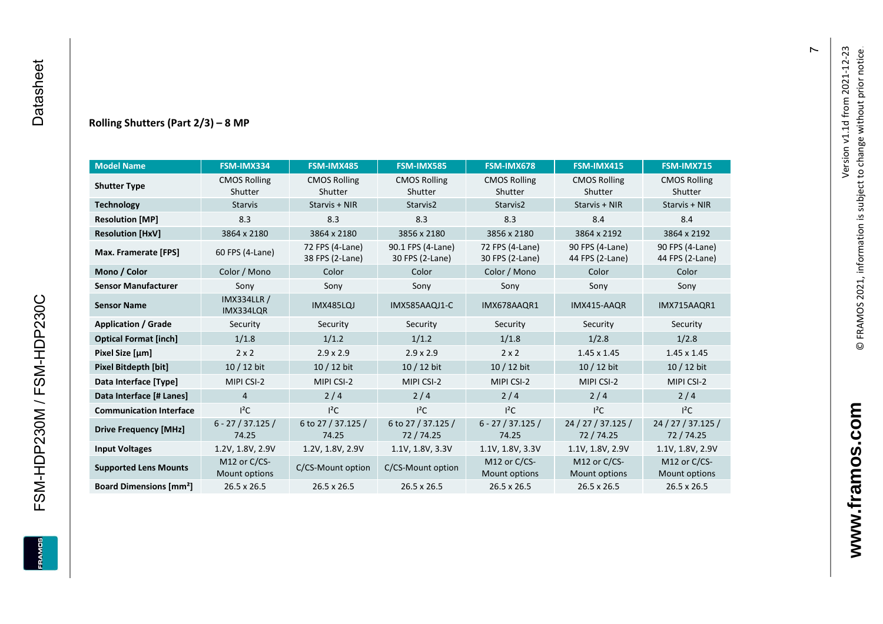## Rolling Shutters (Part 2/3) – 8 MP

| Model Name | FSM-IMX334 | FSM-IMX485 | FSM-IMX585 | FSM-IMX678 | FSM-IMX415 | FSM-IMX715 |
|---|---|---|---|---|---|---|
| **Shutter Type** | CMOS Rolling Shutter | CMOS Rolling Shutter | CMOS Rolling Shutter | CMOS Rolling Shutter | CMOS Rolling Shutter | CMOS Rolling Shutter |
| **Technology** | Starvis | Starvis + NIR | Starvis2 | Starvis2 | Starvis + NIR | Starvis + NIR |
| **Resolution [MP]** | 8.3 | 8.3 | 8.3 | 8.3 | 8.4 | 8.4 |
| **Resolution [HxV]** | 3864 x 2180 | 3864 x 2180 | 3856 x 2180 | 3856 x 2180 | 3864 x 2192 | 3864 x 2192 |
| **Max. Framerate [FPS]** | 60 FPS (4-Lane) | 72 FPS (4-Lane) 38 FPS (2-Lane) | 90.1 FPS (4-Lane) 30 FPS (2-Lane) | 72 FPS (4-Lane) 30 FPS (2-Lane) | 90 FPS (4-Lane) 44 FPS (2-Lane) | 90 FPS (4-Lane) 44 FPS (2-Lane) |
| **Mono / Color** | Color / Mono | Color | Color | Color / Mono | Color | Color |
| **Sensor Manufacturer** | Sony | Sony | Sony | Sony | Sony | Sony |
| **Sensor Name** | IMX334LLR / IMX334LQR | IMX485LQJ | IMX585AAQJ1-C | IMX678AAQR1 | IMX415-AAQR | IMX715AAQR1 |
| **Application / Grade** | Security | Security | Security | Security | Security | Security |
| **Optical Format [inch]** | 1/1.8 | 1/1.2 | 1/1.2 | 1/1.8 | 1/2.8 | 1/2.8 |
| **Pixel Size [µm]** | 2 x 2 | 2.9 x 2.9 | 2.9 x 2.9 | 2 x 2 | 1.45 x 1.45 | 1.45 x 1.45 |
| **Pixel Bitdepth [bit]** | 10 / 12 bit | 10 / 12 bit | 10 / 12 bit | 10 / 12 bit | 10 / 12 bit | 10 / 12 bit |
| **Data Interface [Type]** | MIPI CSI-2 | MIPI CSI-2 | MIPI CSI-2 | MIPI CSI-2 | MIPI CSI-2 | MIPI CSI-2 |
| **Data Interface [# Lanes]** | 4 | 2 / 4 | 2 / 4 | 2 / 4 | 2 / 4 | 2 / 4 |
| **Communication Interface** | I²C | I²C | I²C | I²C | I²C | I²C |
| **Drive Frequency [MHz]** | 6 - 27 / 37.125 / 74.25 | 6 to 27 / 37.125 / 74.25 | 6 to 27 / 37.125 / 72 / 74.25 | 6 - 27 / 37.125 / 74.25 | 24 / 27 / 37.125 / 72 / 74.25 | 24 / 27 / 37.125 / 72 / 74.25 |
| **Input Voltages** | 1.2V, 1.8V, 2.9V | 1.2V, 1.8V, 2.9V | 1.1V, 1.8V, 3.3V | 1.1V, 1.8V, 3.3V | 1.1V, 1.8V, 2.9V | 1.1V, 1.8V, 2.9V |
| **Supported Lens Mounts** | M12 or C/CS-Mount options | C/CS-Mount option | C/CS-Mount option | M12 or C/CS-Mount options | M12 or C/CS-Mount options | M12 or C/CS-Mount options |
| **Board Dimensions [mm²]** | 26.5 x 26.5 | 26.5 x 26.5 | 26.5 x 26.5 | 26.5 x 26.5 | 26.5 x 26.5 | 26.5 x 26.5 |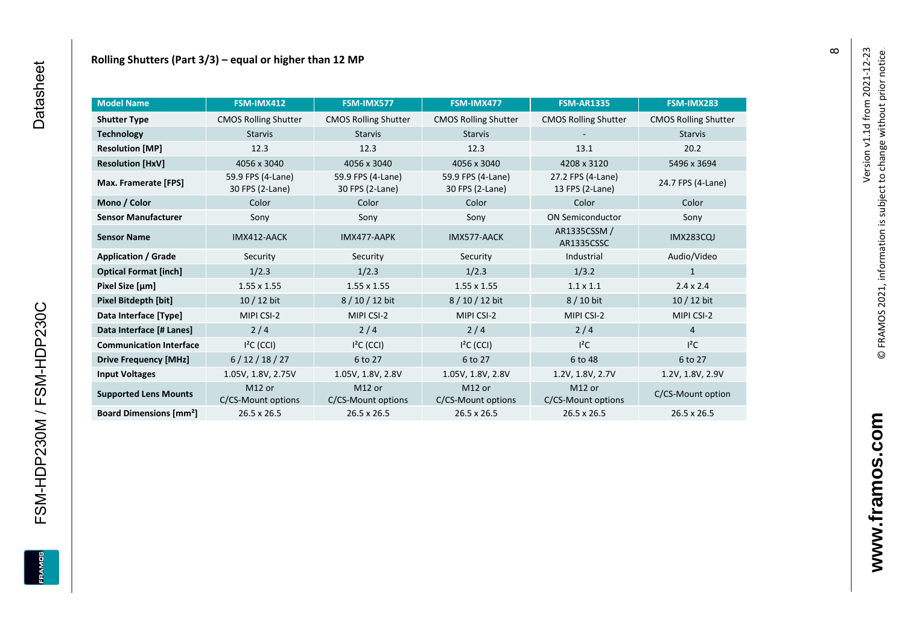## Rolling Shutters (Part 3/3) – equal or higher than 12 MP

| Model Name | FSM-IMX412 | FSM-IMX577 | FSM-IMX477 | FSM-AR1335 | FSM-IMX283 |
|---|---|---|---|---|---|
| **Shutter Type** | CMOS Rolling Shutter | CMOS Rolling Shutter | CMOS Rolling Shutter | CMOS Rolling Shutter | CMOS Rolling Shutter |
| **Technology** | Starvis | Starvis | Starvis | - | Starvis |
| **Resolution [MP]** | 12.3 | 12.3 | 12.3 | 13.1 | 20.2 |
| **Resolution [HxV]** | 4056 x 3040 | 4056 x 3040 | 4056 x 3040 | 4208 x 3120 | 5496 x 3694 |
| **Max. Framerate [FPS]** | 59.9 FPS (4-Lane) 30 FPS (2-Lane) | 59.9 FPS (4-Lane) 30 FPS (2-Lane) | 59.9 FPS (4-Lane) 30 FPS (2-Lane) | 27.2 FPS (4-Lane) 13 FPS (2-Lane) | 24.7 FPS (4-Lane) |
| **Mono / Color** | Color | Color | Color | Color | Color |
| **Sensor Manufacturer** | Sony | Sony | Sony | ON Semiconductor | Sony |
| **Sensor Name** | IMX412-AACK | IMX477-AAPK | IMX577-AACK | AR1335CSSM / AR1335CSSC | IMX283CQJ |
| **Application / Grade** | Security | Security | Security | Industrial | Audio/Video |
| **Optical Format [inch]** | 1/2.3 | 1/2.3 | 1/2.3 | 1/3.2 | 1 |
| **Pixel Size [µm]** | 1.55 x 1.55 | 1.55 x 1.55 | 1.55 x 1.55 | 1.1 x 1.1 | 2.4 x 2.4 |
| **Pixel Bitdepth [bit]** | 10 / 12 bit | 8 / 10 / 12 bit | 8 / 10 / 12 bit | 8 / 10 bit | 10 / 12 bit |
| **Data Interface [Type]** | MIPI CSI-2 | MIPI CSI-2 | MIPI CSI-2 | MIPI CSI-2 | MIPI CSI-2 |
| **Data Interface [# Lanes]** | 2 / 4 | 2 / 4 | 2 / 4 | 2 / 4 | 4 |
| **Communication Interface** | I²C (CCI) | I²C (CCI) | I²C (CCI) | I²C | I²C |
| **Drive Frequency [MHz]** | 6 / 12 / 18 / 27 | 6 to 27 | 6 to 27 | 6 to 48 | 6 to 27 |
| **Input Voltages** | 1.05V, 1.8V, 2.75V | 1.05V, 1.8V, 2.8V | 1.05V, 1.8V, 2.8V | 1.2V, 1.8V, 2.7V | 1.2V, 1.8V, 2.9V |
| **Supported Lens Mounts** | M12 or C/CS-Mount options | M12 or C/CS-Mount options | M12 or C/CS-Mount options | M12 or C/CS-Mount options | C/CS-Mount option |
| **Board Dimensions [mm²]** | 26.5 x 26.5 | 26.5 x 26.5 | 26.5 x 26.5 | 26.5 x 26.5 | 26.5 x 26.5 |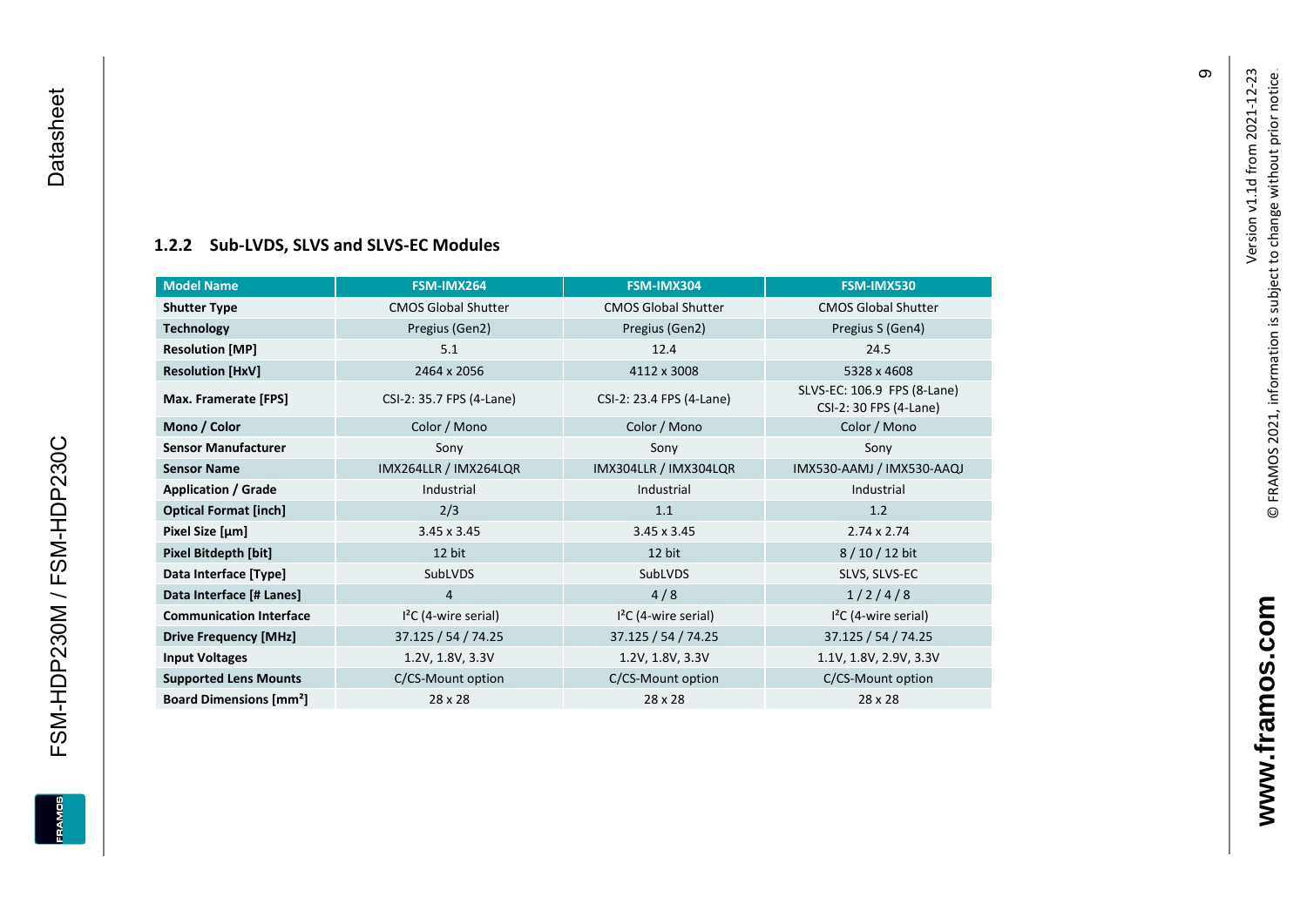### 1.2.2 Sub-LVDS, SLVS and SLVS-EC Modules

| Model Name | FSM-IMX264 | FSM-IMX304 | FSM-IMX530 |
|---|---|---|---|
| **Shutter Type** | CMOS Global Shutter | CMOS Global Shutter | CMOS Global Shutter |
| **Technology** | Pregius (Gen2) | Pregius (Gen2) | Pregius S (Gen4) |
| **Resolution [MP]** | 5.1 | 12.4 | 24.5 |
| **Resolution [HxV]** | 2464 x 2056 | 4112 x 3008 | 5328 x 4608 |
| **Max. Framerate [FPS]** | CSI-2: 35.7 FPS (4-Lane) | CSI-2: 23.4 FPS (4-Lane) | SLVS-EC: 106.9 FPS (8-Lane)<br>CSI-2: 30 FPS (4-Lane) |
| **Mono / Color** | Color / Mono | Color / Mono | Color / Mono |
| **Sensor Manufacturer** | Sony | Sony | Sony |
| **Sensor Name** | IMX264LLR / IMX264LQR | IMX304LLR / IMX304LQR | IMX530-AAMJ / IMX530-AAQJ |
| **Application / Grade** | Industrial | Industrial | Industrial |
| **Optical Format [inch]** | 2/3 | 1.1 | 1.2 |
| **Pixel Size [µm]** | 3.45 x 3.45 | 3.45 x 3.45 | 2.74 x 2.74 |
| **Pixel Bitdepth [bit]** | 12 bit | 12 bit | 8 / 10 / 12 bit |
| **Data Interface [Type]** | SubLVDS | SubLVDS | SLVS, SLVS-EC |
| **Data Interface [# Lanes]** | 4 | 4 / 8 | 1 / 2 / 4 / 8 |
| **Communication Interface** | I²C (4-wire serial) | I²C (4-wire serial) | I²C (4-wire serial) |
| **Drive Frequency [MHz]** | 37.125 / 54 / 74.25 | 37.125 / 54 / 74.25 | 37.125 / 54 / 74.25 |
| **Input Voltages** | 1.2V, 1.8V, 3.3V | 1.2V, 1.8V, 3.3V | 1.1V, 1.8V, 2.9V, 3.3V |
| **Supported Lens Mounts** | C/CS-Mount option | C/CS-Mount option | C/CS-Mount option |
| **Board Dimensions [mm²]** | 28 x 28 | 28 x 28 | 28 x 28 |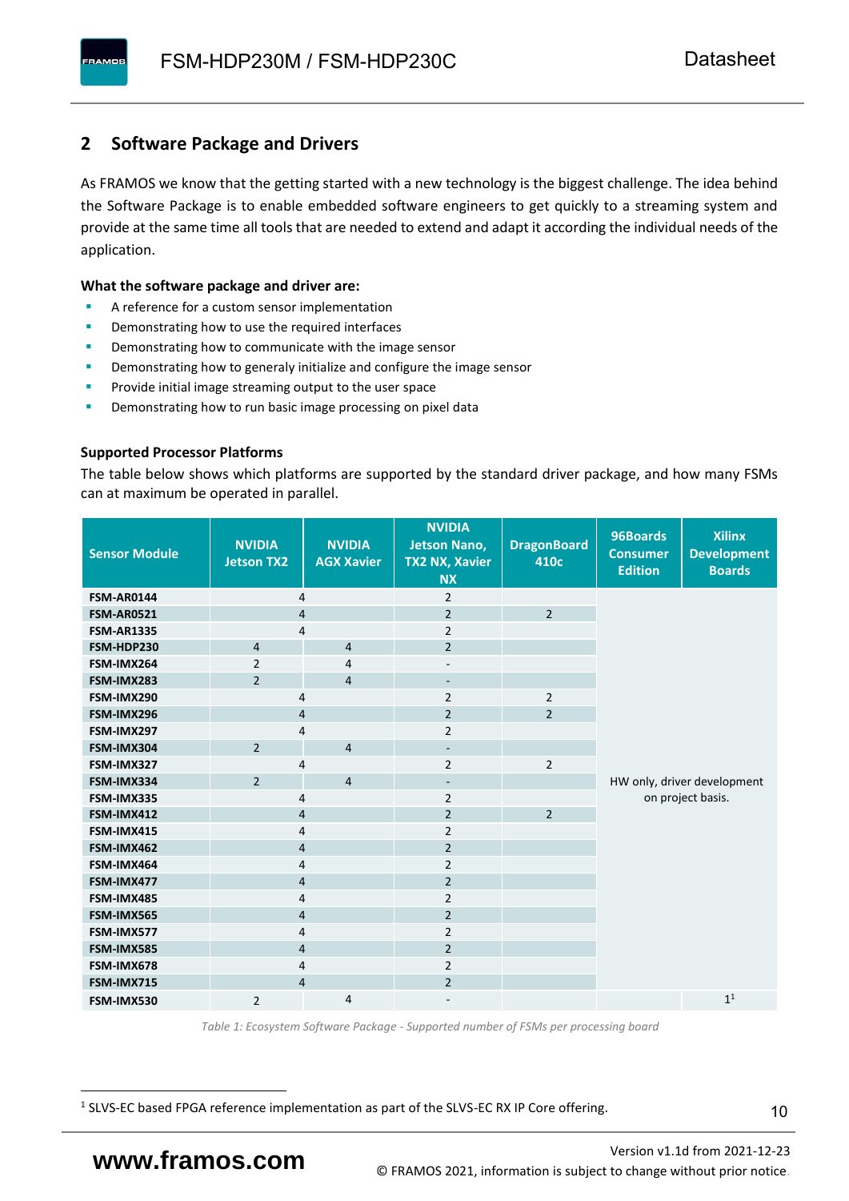## 2 Software Package and Drivers

As FRAMOS we know that the getting started with a new technology is the biggest challenge. The idea behind the Software Package is to enable embedded software engineers to get quickly to a streaming system and provide at the same time all tools that are needed to extend and adapt it according the individual needs of the application.

**What the software package and driver are:**

- A reference for a custom sensor implementation
- Demonstrating how to use the required interfaces
- Demonstrating how to communicate with the image sensor
- Demonstrating how to generaly initialize and configure the image sensor
- Provide initial image streaming output to the user space
- Demonstrating how to run basic image processing on pixel data

**Supported Processor Platforms**

The table below shows which platforms are supported by the standard driver package, and how many FSMs can at maximum be operated in parallel.

| Sensor Module | NVIDIA Jetson TX2 | NVIDIA AGX Xavier | NVIDIA Jetson Nano, TX2 NX, Xavier NX | DragonBoard 410c | 96Boards Consumer Edition | Xilinx Development Boards |
|---|---|---|---|---|---|---|
| FSM-AR0144 | 4 | | 2 | | HW only, driver development on project basis. | |
| FSM-AR0521 | 4 | | 2 | 2 | | |
| FSM-AR1335 | 4 | | 2 | | | |
| FSM-HDP230 | 4 | 4 | 2 | | | |
| FSM-IMX264 | 2 | 4 | - | | | |
| FSM-IMX283 | 2 | 4 | - | | | |
| FSM-IMX290 | 4 | | 2 | 2 | | |
| FSM-IMX296 | 4 | | 2 | 2 | | |
| FSM-IMX297 | 4 | | 2 | | | |
| FSM-IMX304 | 2 | 4 | - | | | |
| FSM-IMX327 | 4 | | 2 | 2 | | |
| FSM-IMX334 | 2 | 4 | - | | | |
| FSM-IMX335 | 4 | | 2 | | | |
| FSM-IMX412 | 4 | | 2 | 2 | | |
| FSM-IMX415 | 4 | | 2 | | | |
| FSM-IMX462 | 4 | | 2 | | | |
| FSM-IMX464 | 4 | | 2 | | | |
| FSM-IMX477 | 4 | | 2 | | | |
| FSM-IMX485 | 4 | | 2 | | | |
| FSM-IMX565 | 4 | | 2 | | | |
| FSM-IMX577 | 4 | | 2 | | | |
| FSM-IMX585 | 4 | | 2 | | | |
| FSM-IMX678 | 4 | | 2 | | | |
| FSM-IMX715 | 4 | | 2 | | | |
| FSM-IMX530 | 2 | 4 | - | | | 1[1] |

*Table 1: Ecosystem Software Package - Supported number of FSMs per processing board*

[1] SLVS-EC based FPGA reference implementation as part of the SLVS-EC RX IP Core offering.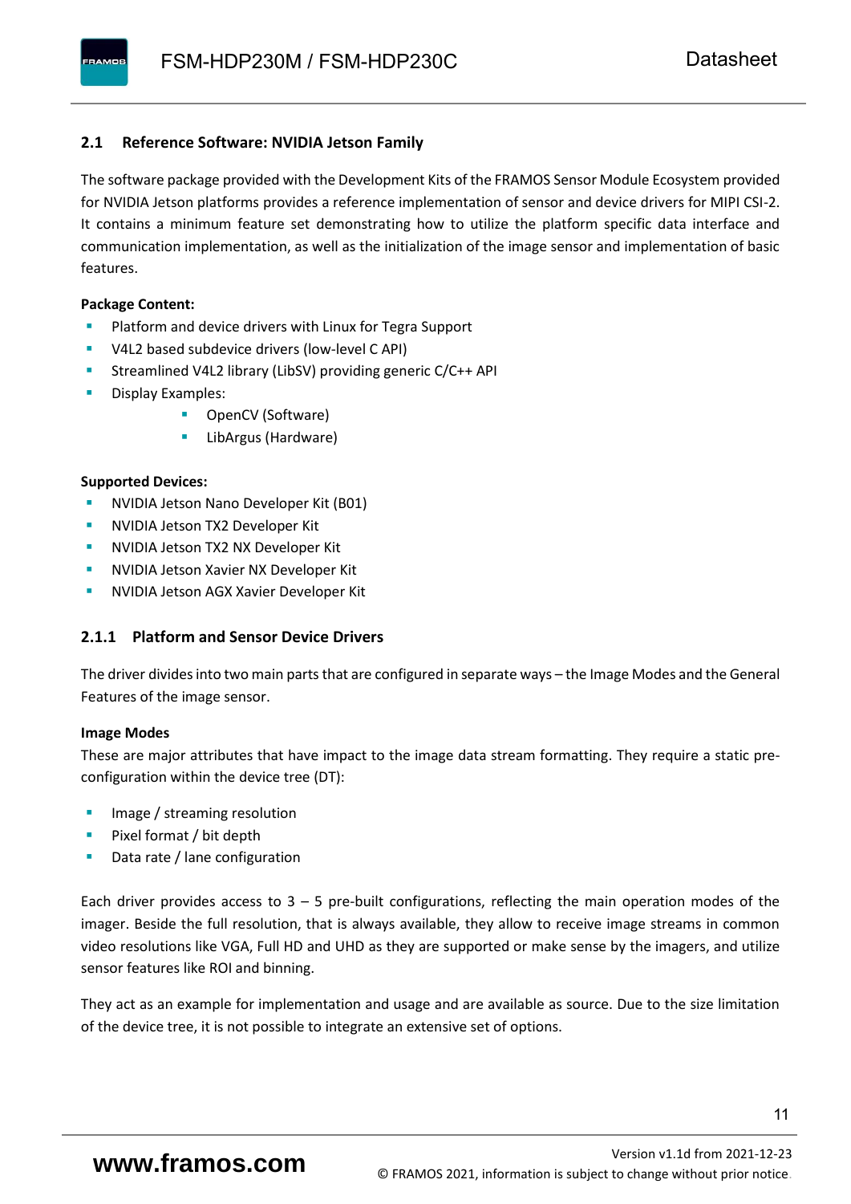## 2.1 Reference Software: NVIDIA Jetson Family

The software package provided with the Development Kits of the FRAMOS Sensor Module Ecosystem provided for NVIDIA Jetson platforms provides a reference implementation of sensor and device drivers for MIPI CSI-2. It contains a minimum feature set demonstrating how to utilize the platform specific data interface and communication implementation, as well as the initialization of the image sensor and implementation of basic features.

**Package Content:**

- Platform and device drivers with Linux for Tegra Support
- V4L2 based subdevice drivers (low-level C API)
- Streamlined V4L2 library (LibSV) providing generic C/C++ API
- Display Examples:
  - OpenCV (Software)
  - LibArgus (Hardware)

**Supported Devices:**

- NVIDIA Jetson Nano Developer Kit (B01)
- NVIDIA Jetson TX2 Developer Kit
- NVIDIA Jetson TX2 NX Developer Kit
- NVIDIA Jetson Xavier NX Developer Kit
- NVIDIA Jetson AGX Xavier Developer Kit

### 2.1.1 Platform and Sensor Device Drivers

The driver divides into two main parts that are configured in separate ways – the Image Modes and the General Features of the image sensor.

**Image Modes**

These are major attributes that have impact to the image data stream formatting. They require a static pre-configuration within the device tree (DT):

- Image / streaming resolution
- Pixel format / bit depth
- Data rate / lane configuration

Each driver provides access to 3 – 5 pre-built configurations, reflecting the main operation modes of the imager. Beside the full resolution, that is always available, they allow to receive image streams in common video resolutions like VGA, Full HD and UHD as they are supported or make sense by the imagers, and utilize sensor features like ROI and binning.

They act as an example for implementation and usage and are available as source. Due to the size limitation of the device tree, it is not possible to integrate an extensive set of options.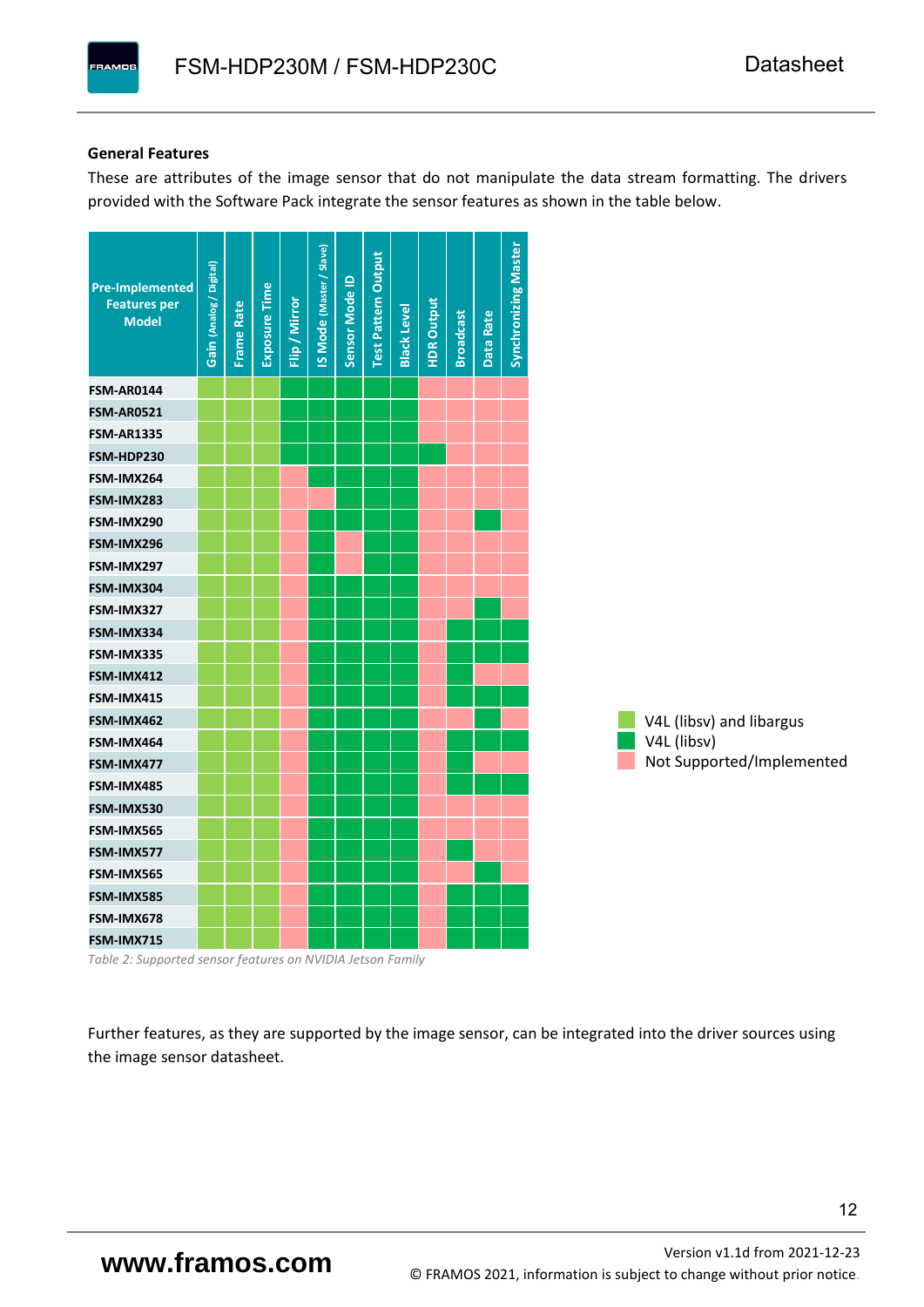### General Features

These are attributes of the image sensor that do not manipulate the data stream formatting. The drivers provided with the Software Pack integrate the sensor features as shown in the table below.

| Pre-Implemented Features per Model | Gain (Analog / Digital) | Frame Rate | Exposure Time | Flip / Mirror | IS Mode (Master / Slave) | Sensor Mode ID | Test Pattern Output | Black Level | HDR Output | Broadcast | Data Rate | Synchronizing Master |
|---|---|---|---|---|---|---|---|---|---|---|---|---|
| FSM-AR0144 | V4L (libsv) and libargus | V4L (libsv) and libargus | V4L (libsv) and libargus | V4L (libsv) | V4L (libsv) | V4L (libsv) | V4L (libsv) | V4L (libsv) | Not Supported/Implemented | Not Supported/Implemented | Not Supported/Implemented | Not Supported/Implemented |
| FSM-AR0521 | V4L (libsv) and libargus | V4L (libsv) and libargus | V4L (libsv) and libargus | V4L (libsv) | V4L (libsv) | V4L (libsv) | V4L (libsv) | V4L (libsv) | Not Supported/Implemented | Not Supported/Implemented | Not Supported/Implemented | Not Supported/Implemented |
| FSM-AR1335 | V4L (libsv) and libargus | V4L (libsv) and libargus | V4L (libsv) and libargus | V4L (libsv) | V4L (libsv) | V4L (libsv) | V4L (libsv) | V4L (libsv) | Not Supported/Implemented | Not Supported/Implemented | Not Supported/Implemented | Not Supported/Implemented |
| FSM-HDP230 | V4L (libsv) and libargus | V4L (libsv) and libargus | V4L (libsv) and libargus | V4L (libsv) | V4L (libsv) | V4L (libsv) | V4L (libsv) | V4L (libsv) | V4L (libsv) | Not Supported/Implemented | Not Supported/Implemented | Not Supported/Implemented |
| FSM-IMX264 | V4L (libsv) and libargus | V4L (libsv) and libargus | V4L (libsv) and libargus | Not Supported/Implemented | V4L (libsv) | V4L (libsv) | V4L (libsv) | V4L (libsv) | Not Supported/Implemented | Not Supported/Implemented | Not Supported/Implemented | Not Supported/Implemented |
| FSM-IMX283 | V4L (libsv) and libargus | V4L (libsv) and libargus | V4L (libsv) and libargus | Not Supported/Implemented | Not Supported/Implemented | V4L (libsv) | V4L (libsv) | V4L (libsv) | Not Supported/Implemented | Not Supported/Implemented | Not Supported/Implemented | Not Supported/Implemented |
| FSM-IMX290 | V4L (libsv) and libargus | V4L (libsv) and libargus | V4L (libsv) and libargus | Not Supported/Implemented | V4L (libsv) | V4L (libsv) | V4L (libsv) | V4L (libsv) | Not Supported/Implemented | Not Supported/Implemented | V4L (libsv) | Not Supported/Implemented |
| FSM-IMX296 | V4L (libsv) and libargus | V4L (libsv) and libargus | V4L (libsv) and libargus | Not Supported/Implemented | V4L (libsv) | Not Supported/Implemented | V4L (libsv) | V4L (libsv) | Not Supported/Implemented | Not Supported/Implemented | Not Supported/Implemented | Not Supported/Implemented |
| FSM-IMX297 | V4L (libsv) and libargus | V4L (libsv) and libargus | V4L (libsv) and libargus | Not Supported/Implemented | V4L (libsv) | Not Supported/Implemented | V4L (libsv) | V4L (libsv) | Not Supported/Implemented | Not Supported/Implemented | Not Supported/Implemented | Not Supported/Implemented |
| FSM-IMX304 | V4L (libsv) and libargus | V4L (libsv) and libargus | V4L (libsv) and libargus | Not Supported/Implemented | V4L (libsv) | V4L (libsv) | V4L (libsv) | V4L (libsv) | Not Supported/Implemented | Not Supported/Implemented | Not Supported/Implemented | Not Supported/Implemented |
| FSM-IMX327 | V4L (libsv) and libargus | V4L (libsv) and libargus | V4L (libsv) and libargus | Not Supported/Implemented | V4L (libsv) | V4L (libsv) | V4L (libsv) | V4L (libsv) | Not Supported/Implemented | Not Supported/Implemented | V4L (libsv) | Not Supported/Implemented |
| FSM-IMX334 | V4L (libsv) and libargus | V4L (libsv) and libargus | V4L (libsv) and libargus | Not Supported/Implemented | V4L (libsv) | V4L (libsv) | V4L (libsv) | V4L (libsv) | Not Supported/Implemented | V4L (libsv) | V4L (libsv) | V4L (libsv) |
| FSM-IMX335 | V4L (libsv) and libargus | V4L (libsv) and libargus | V4L (libsv) and libargus | Not Supported/Implemented | V4L (libsv) | V4L (libsv) | V4L (libsv) | V4L (libsv) | Not Supported/Implemented | V4L (libsv) | V4L (libsv) | V4L (libsv) |
| FSM-IMX412 | V4L (libsv) and libargus | V4L (libsv) and libargus | V4L (libsv) and libargus | Not Supported/Implemented | V4L (libsv) | V4L (libsv) | V4L (libsv) | V4L (libsv) | Not Supported/Implemented | V4L (libsv) | Not Supported/Implemented | Not Supported/Implemented |
| FSM-IMX415 | V4L (libsv) and libargus | V4L (libsv) and libargus | V4L (libsv) and libargus | Not Supported/Implemented | V4L (libsv) | V4L (libsv) | V4L (libsv) | V4L (libsv) | Not Supported/Implemented | V4L (libsv) | V4L (libsv) | V4L (libsv) |
| FSM-IMX462 | V4L (libsv) and libargus | V4L (libsv) and libargus | V4L (libsv) and libargus | Not Supported/Implemented | V4L (libsv) | V4L (libsv) | V4L (libsv) | V4L (libsv) | Not Supported/Implemented | Not Supported/Implemented | V4L (libsv) | Not Supported/Implemented |
| FSM-IMX464 | V4L (libsv) and libargus | V4L (libsv) and libargus | V4L (libsv) and libargus | Not Supported/Implemented | V4L (libsv) | V4L (libsv) | V4L (libsv) | V4L (libsv) | Not Supported/Implemented | V4L (libsv) | V4L (libsv) | V4L (libsv) |
| FSM-IMX477 | V4L (libsv) and libargus | V4L (libsv) and libargus | V4L (libsv) and libargus | Not Supported/Implemented | V4L (libsv) | V4L (libsv) | V4L (libsv) | V4L (libsv) | Not Supported/Implemented | V4L (libsv) | Not Supported/Implemented | Not Supported/Implemented |
| FSM-IMX485 | V4L (libsv) and libargus | V4L (libsv) and libargus | V4L (libsv) and libargus | Not Supported/Implemented | V4L (libsv) | V4L (libsv) | V4L (libsv) | V4L (libsv) | Not Supported/Implemented | V4L (libsv) | V4L (libsv) | V4L (libsv) |
| FSM-IMX530 | V4L (libsv) and libargus | V4L (libsv) and libargus | V4L (libsv) and libargus | Not Supported/Implemented | V4L (libsv) | V4L (libsv) | V4L (libsv) | V4L (libsv) | Not Supported/Implemented | Not Supported/Implemented | Not Supported/Implemented | Not Supported/Implemented |
| FSM-IMX565 | V4L (libsv) and libargus | V4L (libsv) and libargus | V4L (libsv) and libargus | Not Supported/Implemented | V4L (libsv) | V4L (libsv) | V4L (libsv) | V4L (libsv) | Not Supported/Implemented | Not Supported/Implemented | Not Supported/Implemented | Not Supported/Implemented |
| FSM-IMX577 | V4L (libsv) and libargus | V4L (libsv) and libargus | V4L (libsv) and libargus | Not Supported/Implemented | V4L (libsv) | V4L (libsv) | V4L (libsv) | V4L (libsv) | Not Supported/Implemented | V4L (libsv) | Not Supported/Implemented | Not Supported/Implemented |
| FSM-IMX565 | V4L (libsv) and libargus | V4L (libsv) and libargus | V4L (libsv) and libargus | Not Supported/Implemented | V4L (libsv) | V4L (libsv) | V4L (libsv) | V4L (libsv) | Not Supported/Implemented | Not Supported/Implemented | V4L (libsv) | Not Supported/Implemented |
| FSM-IMX585 | V4L (libsv) and libargus | V4L (libsv) and libargus | V4L (libsv) and libargus | Not Supported/Implemented | V4L (libsv) | V4L (libsv) | V4L (libsv) | V4L (libsv) | Not Supported/Implemented | V4L (libsv) | V4L (libsv) | V4L (libsv) |
| FSM-IMX678 | V4L (libsv) and libargus | V4L (libsv) and libargus | V4L (libsv) and libargus | Not Supported/Implemented | V4L (libsv) | V4L (libsv) | V4L (libsv) | V4L (libsv) | Not Supported/Implemented | V4L (libsv) | V4L (libsv) | V4L (libsv) |
| FSM-IMX715 | V4L (libsv) and libargus | V4L (libsv) and libargus | V4L (libsv) and libargus | Not Supported/Implemented | V4L (libsv) | V4L (libsv) | V4L (libsv) | V4L (libsv) | Not Supported/Implemented | V4L (libsv) | V4L (libsv) | V4L (libsv) |

*Table 2: Supported sensor features on NVIDIA Jetson Family*

Legend:
- V4L (libsv) and libargus
- V4L (libsv)
- Not Supported/Implemented

Further features, as they are supported by the image sensor, can be integrated into the driver sources using the image sensor datasheet.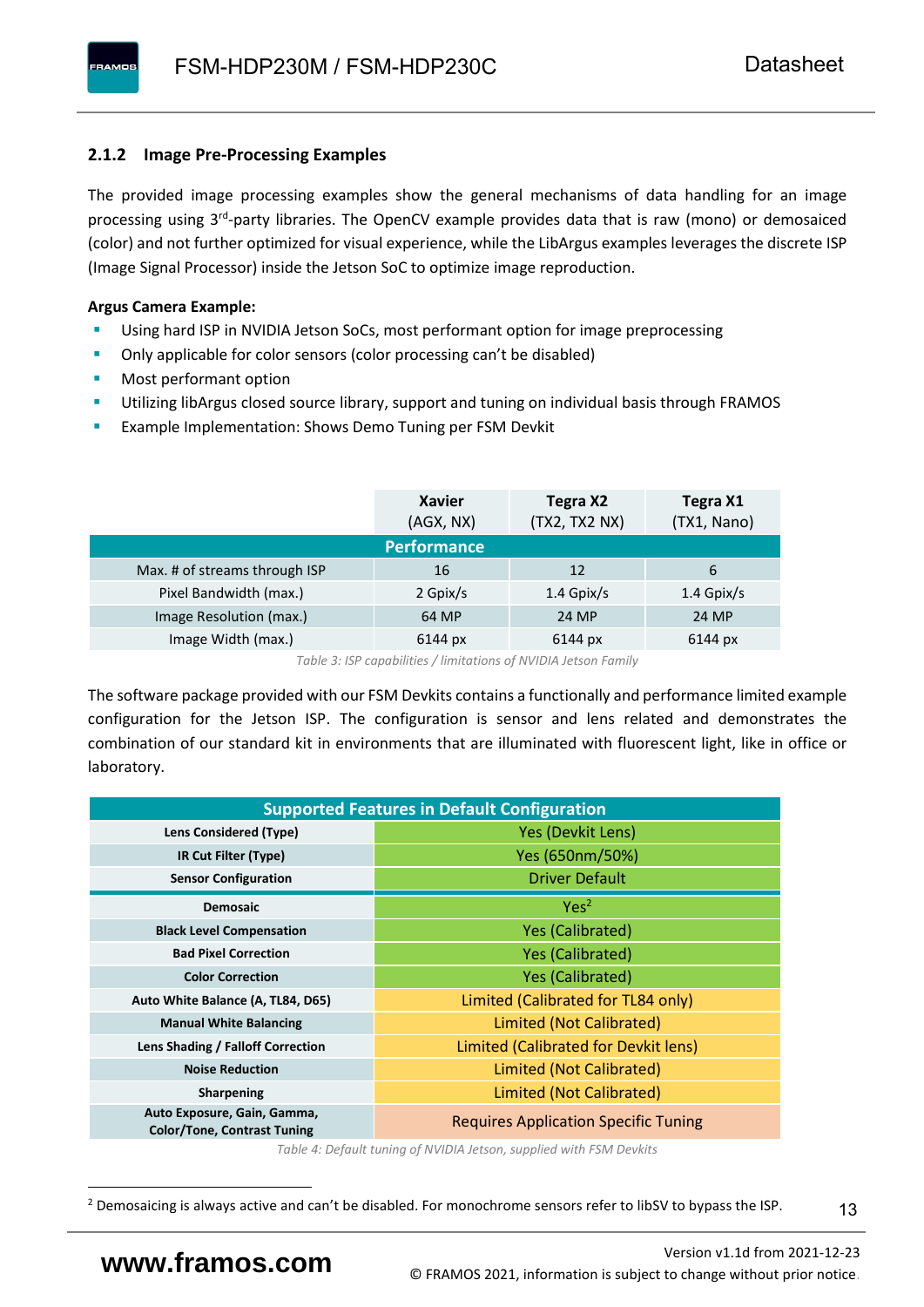### 2.1.2 Image Pre-Processing Examples

The provided image processing examples show the general mechanisms of data handling for an image processing using 3rd-party libraries. The OpenCV example provides data that is raw (mono) or demosaiced (color) and not further optimized for visual experience, while the LibArgus examples leverages the discrete ISP (Image Signal Processor) inside the Jetson SoC to optimize image reproduction.

**Argus Camera Example:**

- Using hard ISP in NVIDIA Jetson SoCs, most performant option for image preprocessing
- Only applicable for color sensors (color processing can't be disabled)
- Most performant option
- Utilizing libArgus closed source library, support and tuning on individual basis through FRAMOS
- Example Implementation: Shows Demo Tuning per FSM Devkit

| | Xavier (AGX, NX) | Tegra X2 (TX2, TX2 NX) | Tegra X1 (TX1, Nano) |
|---|---|---|---|
| **Performance** | | | |
| Max. # of streams through ISP | 16 | 12 | 6 |
| Pixel Bandwidth (max.) | 2 Gpix/s | 1.4 Gpix/s | 1.4 Gpix/s |
| Image Resolution (max.) | 64 MP | 24 MP | 24 MP |
| Image Width (max.) | 6144 px | 6144 px | 6144 px |

*Table 3: ISP capabilities / limitations of NVIDIA Jetson Family*

The software package provided with our FSM Devkits contains a functionally and performance limited example configuration for the Jetson ISP. The configuration is sensor and lens related and demonstrates the combination of our standard kit in environments that are illuminated with fluorescent light, like in office or laboratory.

| Supported Features in Default Configuration | |
|---|---|
| **Lens Considered (Type)** | Yes (Devkit Lens) |
| **IR Cut Filter (Type)** | Yes (650nm/50%) |
| **Sensor Configuration** | Driver Default |
| **Demosaic** | Yes[2] |
| **Black Level Compensation** | Yes (Calibrated) |
| **Bad Pixel Correction** | Yes (Calibrated) |
| **Color Correction** | Yes (Calibrated) |
| **Auto White Balance (A, TL84, D65)** | Limited (Calibrated for TL84 only) |
| **Manual White Balancing** | Limited (Not Calibrated) |
| **Lens Shading / Falloff Correction** | Limited (Calibrated for Devkit lens) |
| **Noise Reduction** | Limited (Not Calibrated) |
| **Sharpening** | Limited (Not Calibrated) |
| **Auto Exposure, Gain, Gamma, Color/Tone, Contrast Tuning** | Requires Application Specific Tuning |

*Table 4: Default tuning of NVIDIA Jetson, supplied with FSM Devkits*

[2] Demosaicing is always active and can't be disabled. For monochrome sensors refer to libSV to bypass the ISP.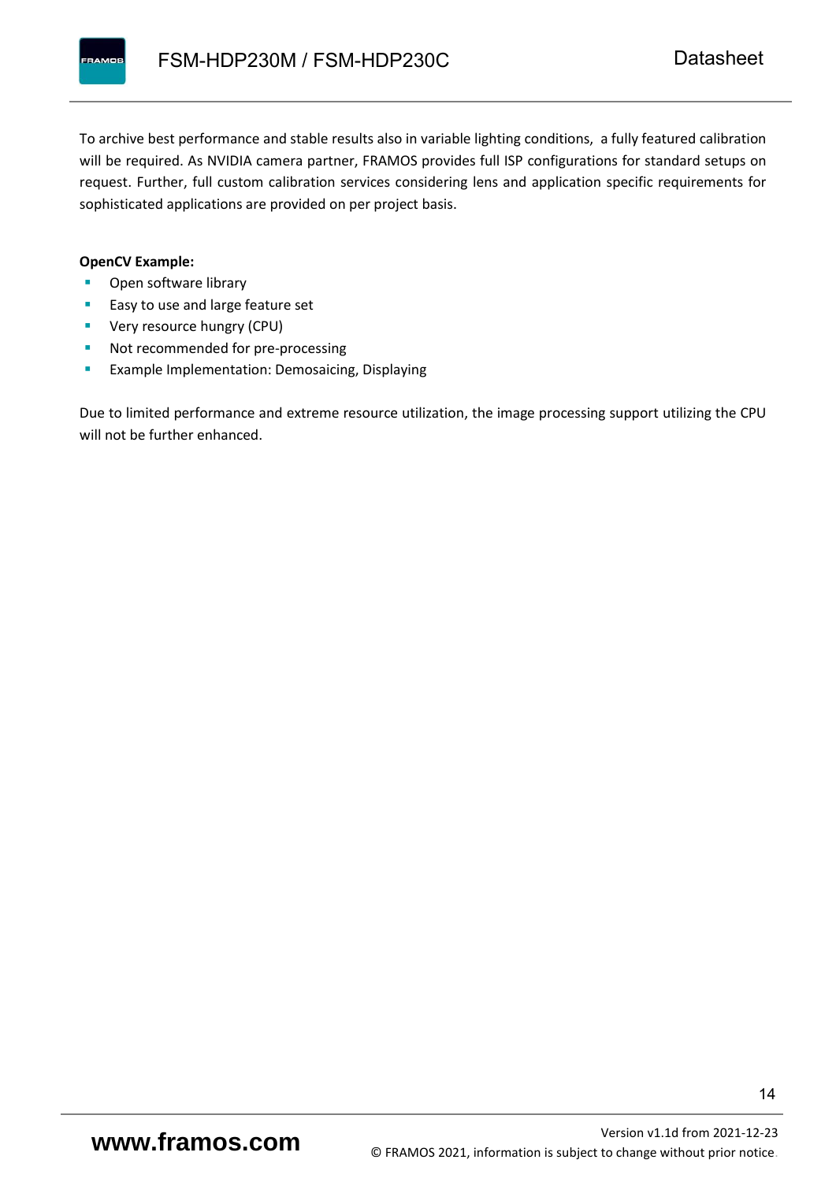To archive best performance and stable results also in variable lighting conditions,  a fully featured calibration will be required. As NVIDIA camera partner, FRAMOS provides full ISP configurations for standard setups on request. Further, full custom calibration services considering lens and application specific requirements for sophisticated applications are provided on per project basis.

**OpenCV Example:**

- Open software library
- Easy to use and large feature set
- Very resource hungry (CPU)
- Not recommended for pre-processing
- Example Implementation: Demosaicing, Displaying

Due to limited performance and extreme resource utilization, the image processing support utilizing the CPU will not be further enhanced.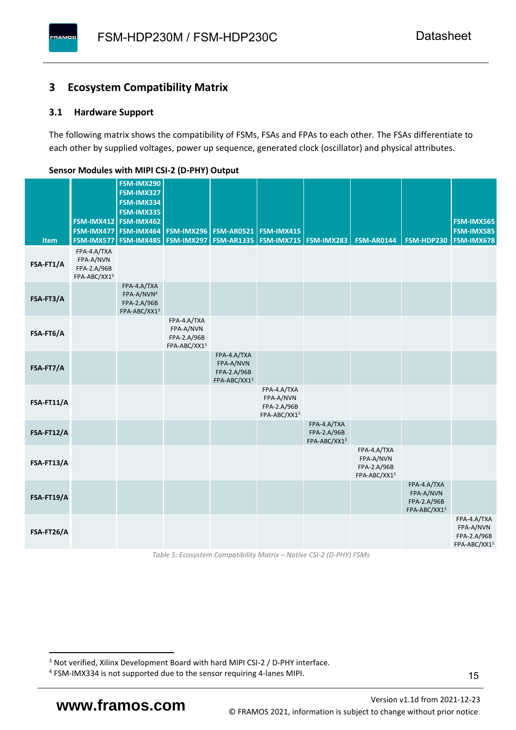## 3 Ecosystem Compatibility Matrix

### 3.1 Hardware Support

The following matrix shows the compatibility of FSMs, FSAs and FPAs to each other. The FSAs differentiate to each other by supplied voltages, power up sequence, generated clock (oscillator) and physical attributes.

**Sensor Modules with MIPI CSI-2 (D-PHY) Output**

| Item | FSM-IMX412 FSM-IMX477 FSM-IMX577 | FSM-IMX290 FSM-IMX327 FSM-IMX334 FSM-IMX335 FSM-IMX462 FSM-IMX464 FSM-IMX485 | FSM-IMX296 FSM-IMX297 | FSM-AR0521 FSM-AR1335 | FSM-IMX415 FSM-IMX715 | FSM-IMX283 | FSM-AR0144 | FSM-HDP230 | FSM-IMX565 FSM-IMX585 FSM-IMX678 |
|---|---|---|---|---|---|---|---|---|---|
| **FSA-FT1/A** | FPA-4.A/TXA FPA-A/NVN FPA-2.A/96B FPA-ABC/XX1[3] | | | | | | | | |
| **FSA-FT3/A** | | FPA-4.A/TXA FPA-A/NVN[4] FPA-2.A/96B FPA-ABC/XX1[3] | | | | | | | |
| **FSA-FT6/A** | | | FPA-4.A/TXA FPA-A/NVN FPA-2.A/96B FPA-ABC/XX1[3] | | | | | | |
| **FSA-FT7/A** | | | | FPA-4.A/TXA FPA-A/NVN FPA-2.A/96B FPA-ABC/XX1[3] | | | | | |
| **FSA-FT11/A** | | | | | FPA-4.A/TXA FPA-A/NVN FPA-2.A/96B FPA-ABC/XX1[3] | | | | |
| **FSA-FT12/A** | | | | | | FPA-4.A/TXA FPA-2.A/96B FPA-ABC/XX1[3] | | | |
| **FSA-FT13/A** | | | | | | | FPA-4.A/TXA FPA-A/NVN FPA-2.A/96B FPA-ABC/XX1[3] | | |
| **FSA-FT19/A** | | | | | | | | FPA-4.A/TXA FPA-A/NVN FPA-2.A/96B FPA-ABC/XX1[3] | |
| **FSA-FT26/A** | | | | | | | | | FPA-4.A/TXA FPA-A/NVN FPA-2.A/96B FPA-ABC/XX1[3] |

*Table 5: Ecosystem Compatibility Matrix – Native CSI-2 (D-PHY) FSMs*

[3] Not verified, Xilinx Development Board with hard MIPI CSI-2 / D-PHY interface.

[4] FSM-IMX334 is not supported due to the sensor requiring 4-lanes MIPI.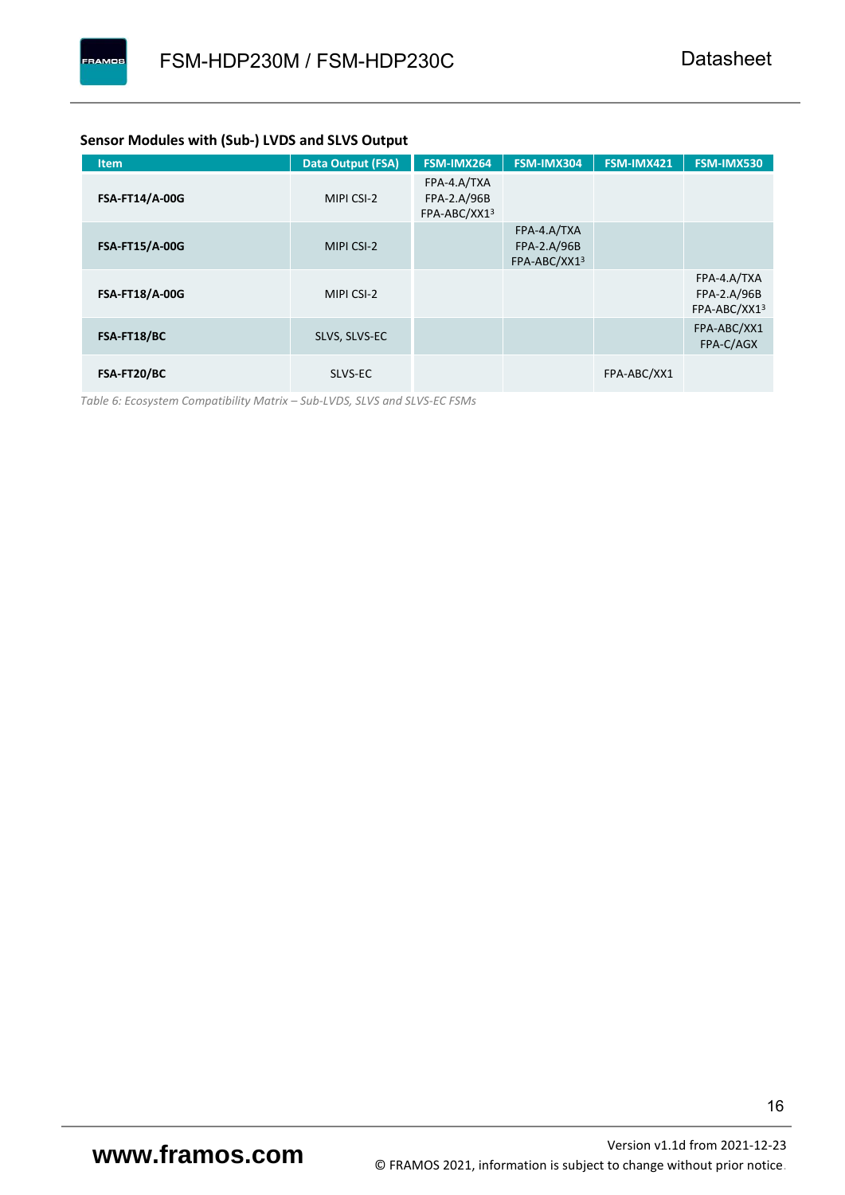### Sensor Modules with (Sub-) LVDS and SLVS Output

| Item | Data Output (FSA) | FSM-IMX264 | FSM-IMX304 | FSM-IMX421 | FSM-IMX530 |
|---|---|---|---|---|---|
| **FSA-FT14/A-00G** | MIPI CSI-2 | FPA-4.A/TXA FPA-2.A/96B FPA-ABC/XX1[3] | | | |
| **FSA-FT15/A-00G** | MIPI CSI-2 | | FPA-4.A/TXA FPA-2.A/96B FPA-ABC/XX1[3] | | |
| **FSA-FT18/A-00G** | MIPI CSI-2 | | | | FPA-4.A/TXA FPA-2.A/96B FPA-ABC/XX1[3] |
| **FSA-FT18/BC** | SLVS, SLVS-EC | | | | FPA-ABC/XX1 FPA-C/AGX |
| **FSA-FT20/BC** | SLVS-EC | | | FPA-ABC/XX1 | |

*Table 6: Ecosystem Compatibility Matrix – Sub-LVDS, SLVS and SLVS-EC FSMs*